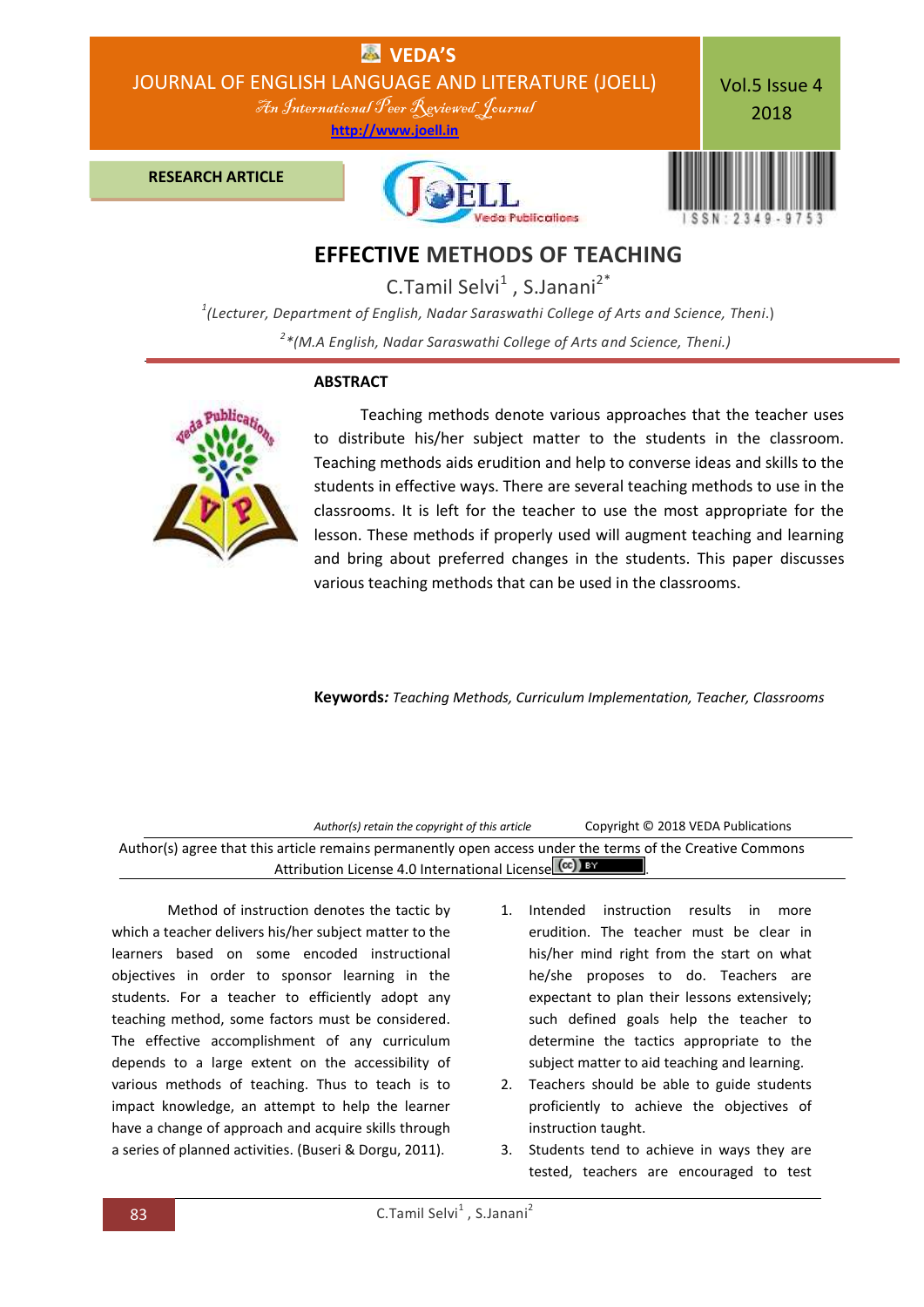# EFFECTIVE METHODS OF TEACHING

C.Tamil Selvi[1], S.Janani[2*]

[1](Lecturer, Department of English, Nadar Saraswathi College of Arts and Science, Theni.)

[2]*(M.A English, Nadar Saraswathi College of Arts and Science, Theni.)

## ABSTRACT

Teaching methods denote various approaches that the teacher uses to distribute his/her subject matter to the students in the classroom. Teaching methods aids erudition and help to converse ideas and skills to the students in effective ways. There are several teaching methods to use in the classrooms. It is left for the teacher to use the most appropriate for the lesson. These methods if properly used will augment teaching and learning and bring about preferred changes in the students. This paper discusses various teaching methods that can be used in the classrooms.

**Keywords:** *Teaching Methods, Curriculum Implementation, Teacher, Classrooms*

*Author(s) retain the copyright of this article* Copyright © 2018 VEDA Publications

Author(s) agree that this article remains permanently open access under the terms of the Creative Commons Attribution License 4.0 International License.

Method of instruction denotes the tactic by which a teacher delivers his/her subject matter to the learners based on some encoded instructional objectives in order to sponsor learning in the students. For a teacher to efficiently adopt any teaching method, some factors must be considered. The effective accomplishment of any curriculum depends to a large extent on the accessibility of various methods of teaching. Thus to teach is to impact knowledge, an attempt to help the learner have a change of approach and acquire skills through a series of planned activities. (Buseri & Dorgu, 2011).

1. Intended instruction results in more erudition. The teacher must be clear in his/her mind right from the start on what he/she proposes to do. Teachers are expectant to plan their lessons extensively; such defined goals help the teacher to determine the tactics appropriate to the subject matter to aid teaching and learning.
2. Teachers should be able to guide students proficiently to achieve the objectives of instruction taught.
3. Students tend to achieve in ways they are tested, teachers are encouraged to test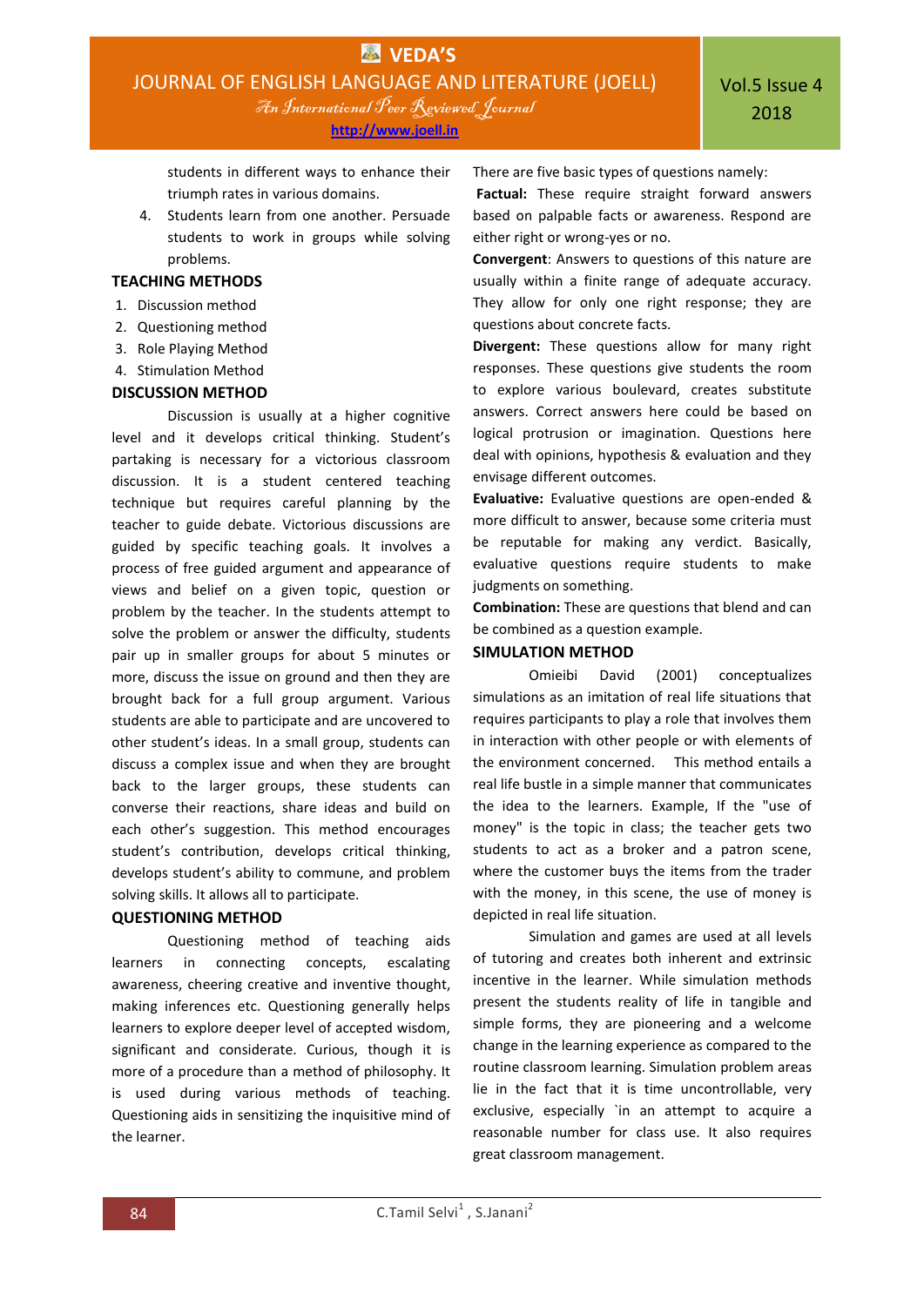students in different ways to enhance their triumph rates in various domains.

4. Students learn from one another. Persuade students to work in groups while solving problems.

## TEACHING METHODS

1. Discussion method
2. Questioning method
3. Role Playing Method
4. Stimulation Method

## DISCUSSION METHOD

Discussion is usually at a higher cognitive level and it develops critical thinking. Student's partaking is necessary for a victorious classroom discussion. It is a student centered teaching technique but requires careful planning by the teacher to guide debate. Victorious discussions are guided by specific teaching goals. It involves a process of free guided argument and appearance of views and belief on a given topic, question or problem by the teacher. In the students attempt to solve the problem or answer the difficulty, students pair up in smaller groups for about 5 minutes or more, discuss the issue on ground and then they are brought back for a full group argument. Various students are able to participate and are uncovered to other student's ideas. In a small group, students can discuss a complex issue and when they are brought back to the larger groups, these students can converse their reactions, share ideas and build on each other's suggestion. This method encourages student's contribution, develops critical thinking, develops student's ability to commune, and problem solving skills. It allows all to participate.

## QUESTIONING METHOD

Questioning method of teaching aids learners in connecting concepts, escalating awareness, cheering creative and inventive thought, making inferences etc. Questioning generally helps learners to explore deeper level of accepted wisdom, significant and considerate. Curious, though it is more of a procedure than a method of philosophy. It is used during various methods of teaching. Questioning aids in sensitizing the inquisitive mind of the learner.

There are five basic types of questions namely:

**Factual:** These require straight forward answers based on palpable facts or awareness. Respond are either right or wrong-yes or no.

**Convergent**: Answers to questions of this nature are usually within a finite range of adequate accuracy. They allow for only one right response; they are questions about concrete facts.

**Divergent:** These questions allow for many right responses. These questions give students the room to explore various boulevard, creates substitute answers. Correct answers here could be based on logical protrusion or imagination. Questions here deal with opinions, hypothesis & evaluation and they envisage different outcomes.

**Evaluative:** Evaluative questions are open-ended & more difficult to answer, because some criteria must be reputable for making any verdict. Basically, evaluative questions require students to make judgments on something.

**Combination:** These are questions that blend and can be combined as a question example.

## SIMULATION METHOD

Omieibi David (2001) conceptualizes simulations as an imitation of real life situations that requires participants to play a role that involves them in interaction with other people or with elements of the environment concerned. This method entails a real life bustle in a simple manner that communicates the idea to the learners. Example, If the "use of money" is the topic in class; the teacher gets two students to act as a broker and a patron scene, where the customer buys the items from the trader with the money, in this scene, the use of money is depicted in real life situation.

Simulation and games are used at all levels of tutoring and creates both inherent and extrinsic incentive in the learner. While simulation methods present the students reality of life in tangible and simple forms, they are pioneering and a welcome change in the learning experience as compared to the routine classroom learning. Simulation problem areas lie in the fact that it is time uncontrollable, very exclusive, especially `in an attempt to acquire a reasonable number for class use. It also requires great classroom management.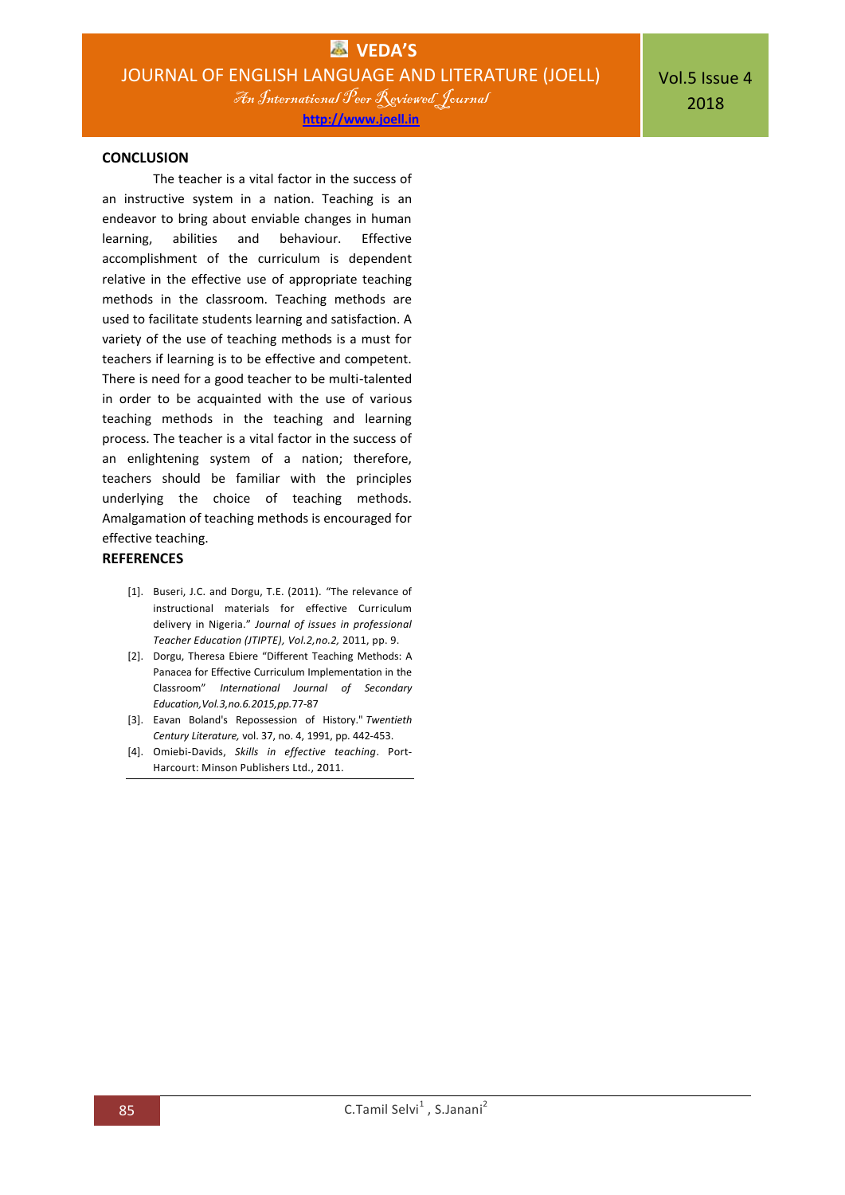## CONCLUSION

The teacher is a vital factor in the success of an instructive system in a nation. Teaching is an endeavor to bring about enviable changes in human learning, abilities and behaviour. Effective accomplishment of the curriculum is dependent relative in the effective use of appropriate teaching methods in the classroom. Teaching methods are used to facilitate students learning and satisfaction. A variety of the use of teaching methods is a must for teachers if learning is to be effective and competent. There is need for a good teacher to be multi-talented in order to be acquainted with the use of various teaching methods in the teaching and learning process. The teacher is a vital factor in the success of an enlightening system of a nation; therefore, teachers should be familiar with the principles underlying the choice of teaching methods. Amalgamation of teaching methods is encouraged for effective teaching.

## REFERENCES

[1]. Buseri, J.C. and Dorgu, T.E. (2011). "The relevance of instructional materials for effective Curriculum delivery in Nigeria." *Journal of issues in professional Teacher Education (JTIPTE), Vol.2,no.2,* 2011, pp. 9.

[2]. Dorgu, Theresa Ebiere "Different Teaching Methods: A Panacea for Effective Curriculum Implementation in the Classroom" *International Journal of Secondary Education,Vol.3,no.6.2015,pp.*77-87

[3]. Eavan Boland's Repossession of History." *Twentieth Century Literature,* vol. 37, no. 4, 1991, pp. 442-453.

[4]. Omiebi-Davids, *Skills in effective teaching*. Port-Harcourt: Minson Publishers Ltd., 2011.